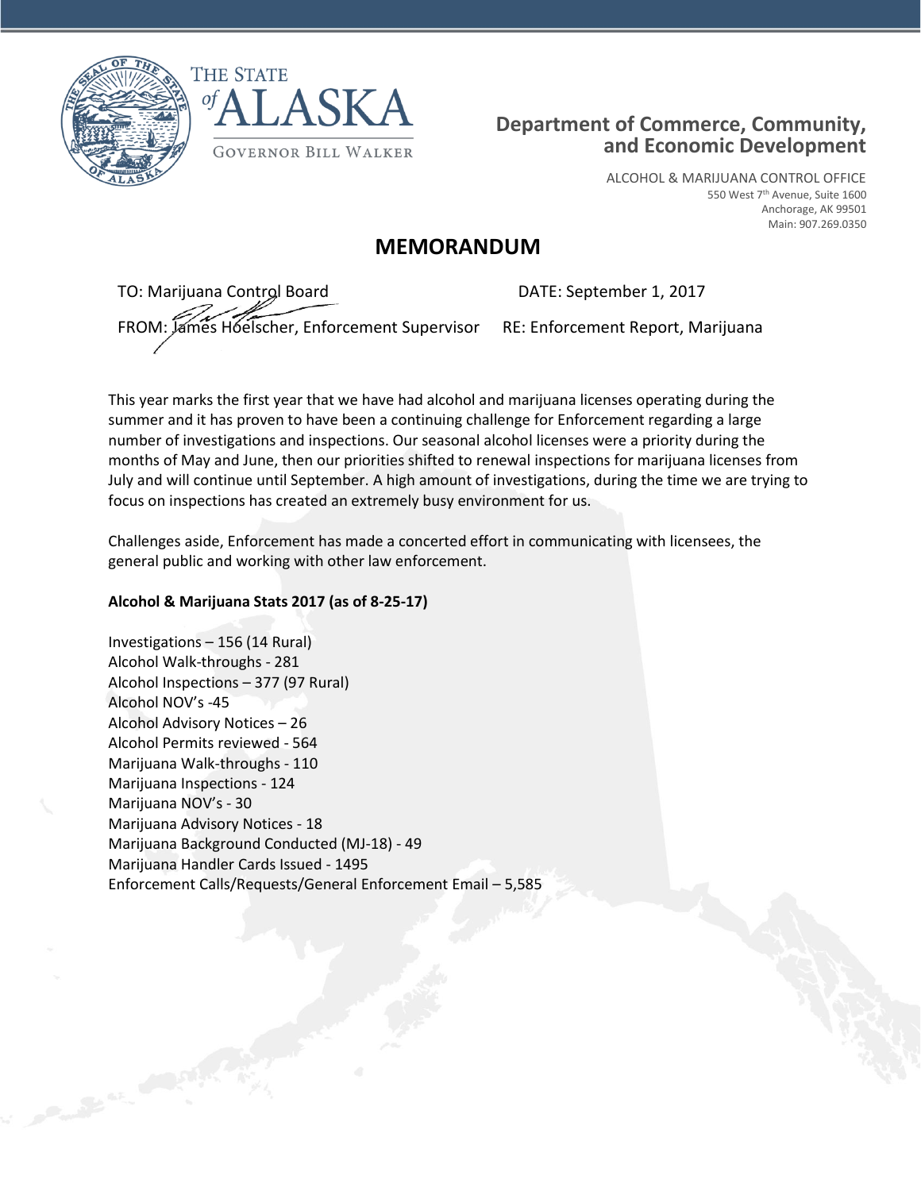THE STATE of ALASKA

GOVERNOR BILL WALKER

**Department of Commerce, Community, and Economic Development**

ALCOHOL & MARIJUANA CONTROL OFFICE
550 West 7th Avenue, Suite 1600
Anchorage, AK 99501
Main: 907.269.0350

# MEMORANDUM

TO: Marijuana Control Board

DATE: September 1, 2017

FROM: James Hoelscher, Enforcement Supervisor

RE: Enforcement Report, Marijuana

This year marks the first year that we have had alcohol and marijuana licenses operating during the summer and it has proven to have been a continuing challenge for Enforcement regarding a large number of investigations and inspections. Our seasonal alcohol licenses were a priority during the months of May and June, then our priorities shifted to renewal inspections for marijuana licenses from July and will continue until September. A high amount of investigations, during the time we are trying to focus on inspections has created an extremely busy environment for us.

Challenges aside, Enforcement has made a concerted effort in communicating with licensees, the general public and working with other law enforcement.

**Alcohol & Marijuana Stats 2017 (as of 8-25-17)**

Investigations – 156 (14 Rural)
Alcohol Walk-throughs - 281
Alcohol Inspections – 377 (97 Rural)
Alcohol NOV's -45
Alcohol Advisory Notices – 26
Alcohol Permits reviewed - 564
Marijuana Walk-throughs - 110
Marijuana Inspections - 124
Marijuana NOV's - 30
Marijuana Advisory Notices - 18
Marijuana Background Conducted (MJ-18) - 49
Marijuana Handler Cards Issued - 1495
Enforcement Calls/Requests/General Enforcement Email – 5,585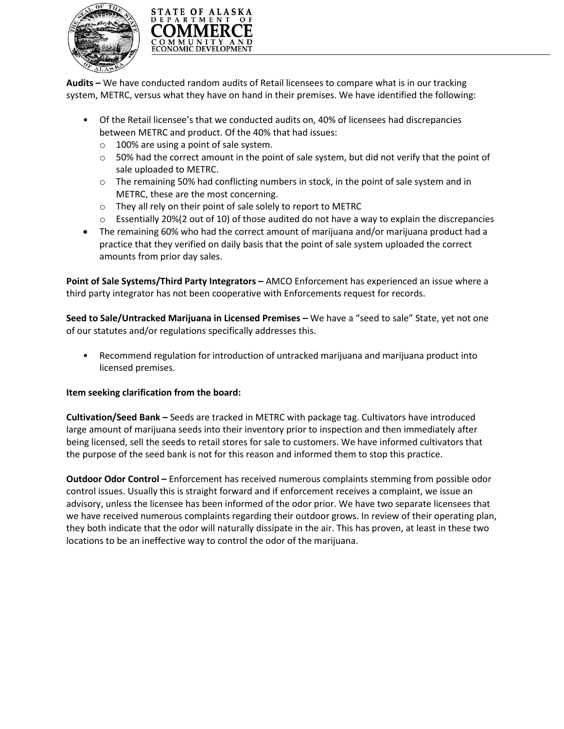**Audits –** We have conducted random audits of Retail licensees to compare what is in our tracking system, METRC, versus what they have on hand in their premises. We have identified the following:

- Of the Retail licensee's that we conducted audits on, 40% of licensees had discrepancies between METRC and product. Of the 40% that had issues:
  - 100% are using a point of sale system.
  - 50% had the correct amount in the point of sale system, but did not verify that the point of sale uploaded to METRC.
  - The remaining 50% had conflicting numbers in stock, in the point of sale system and in METRC, these are the most concerning.
  - They all rely on their point of sale solely to report to METRC
  - Essentially 20%(2 out of 10) of those audited do not have a way to explain the discrepancies
- The remaining 60% who had the correct amount of marijuana and/or marijuana product had a practice that they verified on daily basis that the point of sale system uploaded the correct amounts from prior day sales.

**Point of Sale Systems/Third Party Integrators –** AMCO Enforcement has experienced an issue where a third party integrator has not been cooperative with Enforcements request for records.

**Seed to Sale/Untracked Marijuana in Licensed Premises –** We have a "seed to sale" State, yet not one of our statutes and/or regulations specifically addresses this.

- Recommend regulation for introduction of untracked marijuana and marijuana product into licensed premises.

**Item seeking clarification from the board:**

**Cultivation/Seed Bank –** Seeds are tracked in METRC with package tag. Cultivators have introduced large amount of marijuana seeds into their inventory prior to inspection and then immediately after being licensed, sell the seeds to retail stores for sale to customers. We have informed cultivators that the purpose of the seed bank is not for this reason and informed them to stop this practice.

**Outdoor Odor Control –** Enforcement has received numerous complaints stemming from possible odor control issues. Usually this is straight forward and if enforcement receives a complaint, we issue an advisory, unless the licensee has been informed of the odor prior. We have two separate licensees that we have received numerous complaints regarding their outdoor grows. In review of their operating plan, they both indicate that the odor will naturally dissipate in the air. This has proven, at least in these two locations to be an ineffective way to control the odor of the marijuana.